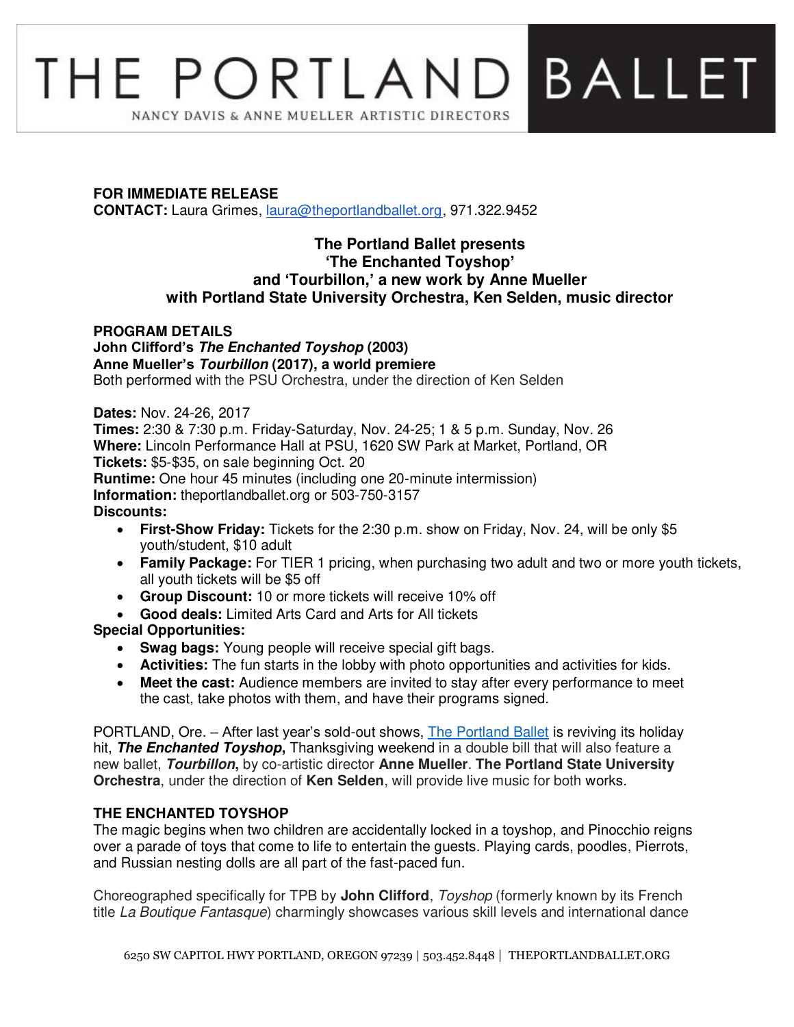# THE PORTLAND BALLET

NANCY DAVIS & ANNE MUELLER ARTISTIC DIRECTORS

**FOR IMMEDIATE RELEASE**
**CONTACT:** Laura Grimes, laura@theportlandballet.org, 971.322.9452

## The Portland Ballet presents 'The Enchanted Toyshop' and 'Tourbillon,' a new work by Anne Mueller with Portland State University Orchestra, Ken Selden, music director

**PROGRAM DETAILS**
**John Clifford's *The Enchanted Toyshop* (2003)**
**Anne Mueller's *Tourbillon* (2017), a world premiere**
Both performed with the PSU Orchestra, under the direction of Ken Selden

**Dates:** Nov. 24-26, 2017
**Times:** 2:30 & 7:30 p.m. Friday-Saturday, Nov. 24-25; 1 & 5 p.m. Sunday, Nov. 26
**Where:** Lincoln Performance Hall at PSU, 1620 SW Park at Market, Portland, OR
**Tickets:** $5-$35, on sale beginning Oct. 20
**Runtime:** One hour 45 minutes (including one 20-minute intermission)
**Information:** theportlandballet.org or 503-750-3157
**Discounts:**

- **First-Show Friday:** Tickets for the 2:30 p.m. show on Friday, Nov. 24, will be only $5 youth/student, $10 adult
- **Family Package:** For TIER 1 pricing, when purchasing two adult and two or more youth tickets, all youth tickets will be $5 off
- **Group Discount:** 10 or more tickets will receive 10% off
- **Good deals:** Limited Arts Card and Arts for All tickets

**Special Opportunities:**

- **Swag bags:** Young people will receive special gift bags.
- **Activities:** The fun starts in the lobby with photo opportunities and activities for kids.
- **Meet the cast:** Audience members are invited to stay after every performance to meet the cast, take photos with them, and have their programs signed.

PORTLAND, Ore. – After last year's sold-out shows, The Portland Ballet is reviving its holiday hit, ***The Enchanted Toyshop*,** Thanksgiving weekend in a double bill that will also feature a new ballet, ***Tourbillon*,** by co-artistic director **Anne Mueller**. **The Portland State University Orchestra**, under the direction of **Ken Selden**, will provide live music for both works.

**THE ENCHANTED TOYSHOP**
The magic begins when two children are accidentally locked in a toyshop, and Pinocchio reigns over a parade of toys that come to life to entertain the guests. Playing cards, poodles, Pierrots, and Russian nesting dolls are all part of the fast-paced fun.

Choreographed specifically for TPB by **John Clifford**, *Toyshop* (formerly known by its French title *La Boutique Fantasque*) charmingly showcases various skill levels and international dance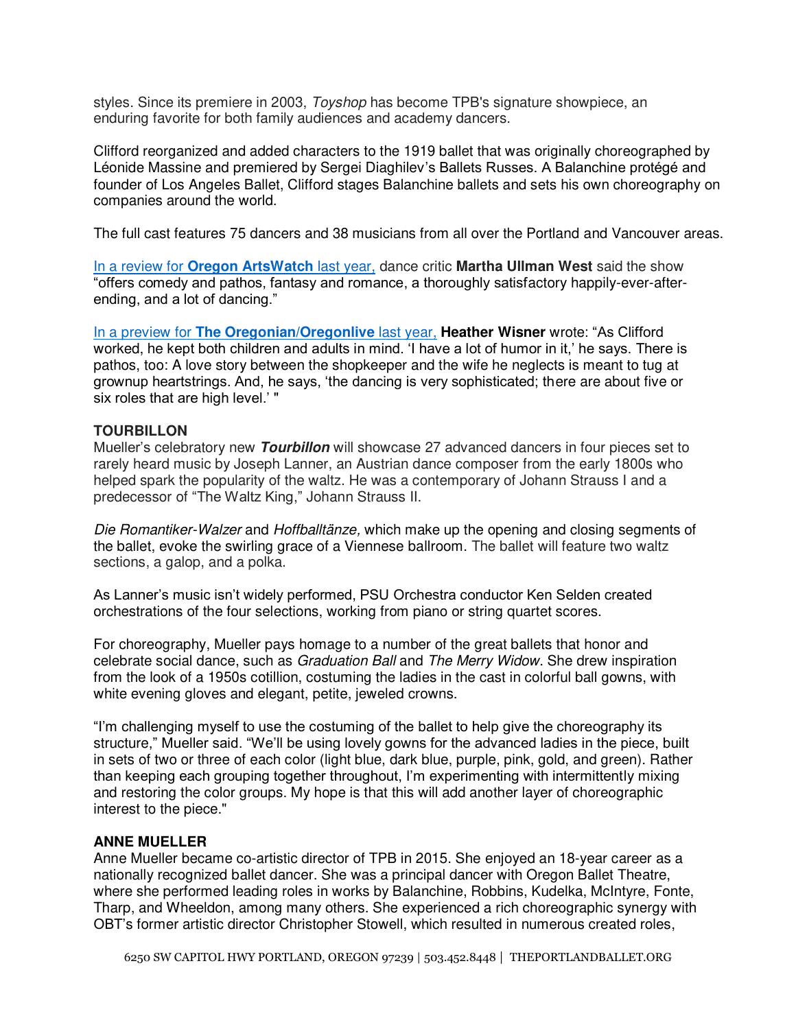styles. Since its premiere in 2003, *Toyshop* has become TPB's signature showpiece, an enduring favorite for both family audiences and academy dancers.

Clifford reorganized and added characters to the 1919 ballet that was originally choreographed by Léonide Massine and premiered by Sergei Diaghilev's Ballets Russes. A Balanchine protégé and founder of Los Angeles Ballet, Clifford stages Balanchine ballets and sets his own choreography on companies around the world.

The full cast features 75 dancers and 38 musicians from all over the Portland and Vancouver areas.

In a review for **Oregon ArtsWatch** last year, dance critic **Martha Ullman West** said the show "offers comedy and pathos, fantasy and romance, a thoroughly satisfactory happily-ever-after-ending, and a lot of dancing."

In a preview for **The Oregonian/Oregonlive** last year, **Heather Wisner** wrote: "As Clifford worked, he kept both children and adults in mind. 'I have a lot of humor in it,' he says. There is pathos, too: A love story between the shopkeeper and the wife he neglects is meant to tug at grownup heartstrings. And, he says, 'the dancing is very sophisticated; there are about five or six roles that are high level.' "

**TOURBILLON**

Mueller's celebratory new ***Tourbillon*** will showcase 27 advanced dancers in four pieces set to rarely heard music by Joseph Lanner, an Austrian dance composer from the early 1800s who helped spark the popularity of the waltz. He was a contemporary of Johann Strauss I and a predecessor of "The Waltz King," Johann Strauss II.

*Die Romantiker-Walzer* and *Hoffballtänze,* which make up the opening and closing segments of the ballet, evoke the swirling grace of a Viennese ballroom. The ballet will feature two waltz sections, a galop, and a polka.

As Lanner's music isn't widely performed, PSU Orchestra conductor Ken Selden created orchestrations of the four selections, working from piano or string quartet scores.

For choreography, Mueller pays homage to a number of the great ballets that honor and celebrate social dance, such as *Graduation Ball* and *The Merry Widow*. She drew inspiration from the look of a 1950s cotillion, costuming the ladies in the cast in colorful ball gowns, with white evening gloves and elegant, petite, jeweled crowns.

"I'm challenging myself to use the costuming of the ballet to help give the choreography its structure," Mueller said. "We'll be using lovely gowns for the advanced ladies in the piece, built in sets of two or three of each color (light blue, dark blue, purple, pink, gold, and green). Rather than keeping each grouping together throughout, I'm experimenting with intermittently mixing and restoring the color groups. My hope is that this will add another layer of choreographic interest to the piece."

**ANNE MUELLER**

Anne Mueller became co-artistic director of TPB in 2015. She enjoyed an 18-year career as a nationally recognized ballet dancer. She was a principal dancer with Oregon Ballet Theatre, where she performed leading roles in works by Balanchine, Robbins, Kudelka, McIntyre, Fonte, Tharp, and Wheeldon, among many others. She experienced a rich choreographic synergy with OBT's former artistic director Christopher Stowell, which resulted in numerous created roles,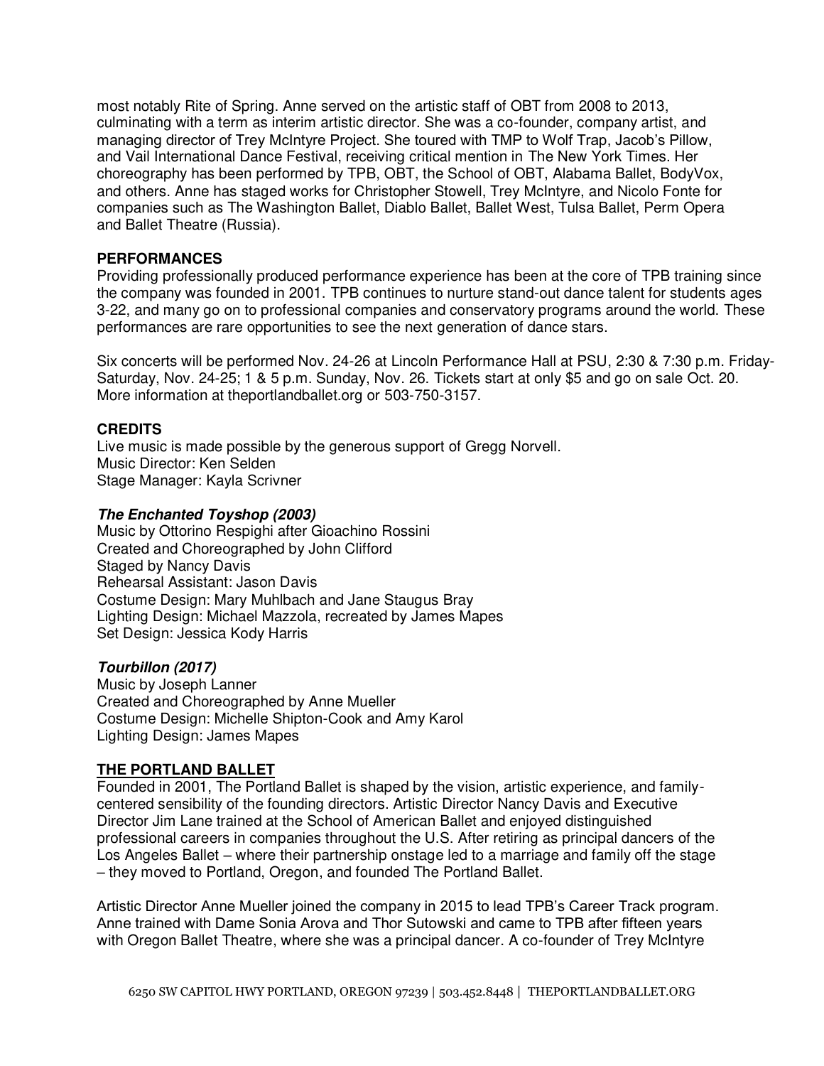most notably Rite of Spring. Anne served on the artistic staff of OBT from 2008 to 2013, culminating with a term as interim artistic director. She was a co-founder, company artist, and managing director of Trey McIntyre Project. She toured with TMP to Wolf Trap, Jacob's Pillow, and Vail International Dance Festival, receiving critical mention in The New York Times. Her choreography has been performed by TPB, OBT, the School of OBT, Alabama Ballet, BodyVox, and others. Anne has staged works for Christopher Stowell, Trey McIntyre, and Nicolo Fonte for companies such as The Washington Ballet, Diablo Ballet, Ballet West, Tulsa Ballet, Perm Opera and Ballet Theatre (Russia).

**PERFORMANCES**

Providing professionally produced performance experience has been at the core of TPB training since the company was founded in 2001. TPB continues to nurture stand-out dance talent for students ages 3-22, and many go on to professional companies and conservatory programs around the world. These performances are rare opportunities to see the next generation of dance stars.

Six concerts will be performed Nov. 24-26 at Lincoln Performance Hall at PSU, 2:30 & 7:30 p.m. Friday-Saturday, Nov. 24-25; 1 & 5 p.m. Sunday, Nov. 26. Tickets start at only $5 and go on sale Oct. 20. More information at theportlandballet.org or 503-750-3157.

**CREDITS**

Live music is made possible by the generous support of Gregg Norvell.
Music Director: Ken Selden
Stage Manager: Kayla Scrivner

***The Enchanted Toyshop (2003)***

Music by Ottorino Respighi after Gioachino Rossini
Created and Choreographed by John Clifford
Staged by Nancy Davis
Rehearsal Assistant: Jason Davis
Costume Design: Mary Muhlbach and Jane Staugus Bray
Lighting Design: Michael Mazzola, recreated by James Mapes
Set Design: Jessica Kody Harris

***Tourbillon (2017)***

Music by Joseph Lanner
Created and Choreographed by Anne Mueller
Costume Design: Michelle Shipton-Cook and Amy Karol
Lighting Design: James Mapes

**THE PORTLAND BALLET**

Founded in 2001, The Portland Ballet is shaped by the vision, artistic experience, and family-centered sensibility of the founding directors. Artistic Director Nancy Davis and Executive Director Jim Lane trained at the School of American Ballet and enjoyed distinguished professional careers in companies throughout the U.S. After retiring as principal dancers of the Los Angeles Ballet – where their partnership onstage led to a marriage and family off the stage – they moved to Portland, Oregon, and founded The Portland Ballet.

Artistic Director Anne Mueller joined the company in 2015 to lead TPB's Career Track program. Anne trained with Dame Sonia Arova and Thor Sutowski and came to TPB after fifteen years with Oregon Ballet Theatre, where she was a principal dancer. A co-founder of Trey McIntyre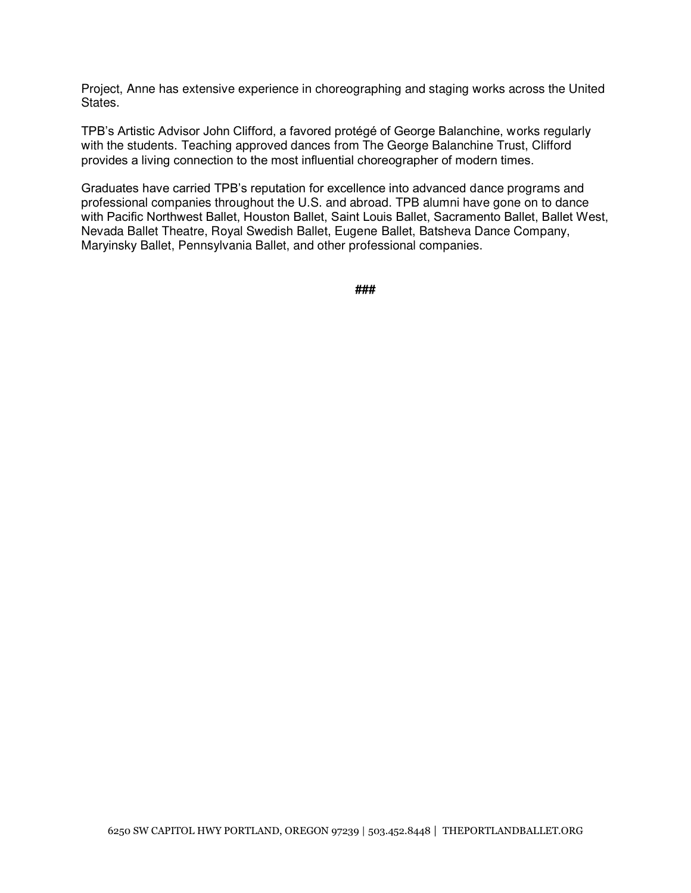Project, Anne has extensive experience in choreographing and staging works across the United States.

TPB's Artistic Advisor John Clifford, a favored protégé of George Balanchine, works regularly with the students. Teaching approved dances from The George Balanchine Trust, Clifford provides a living connection to the most influential choreographer of modern times.

Graduates have carried TPB's reputation for excellence into advanced dance programs and professional companies throughout the U.S. and abroad. TPB alumni have gone on to dance with Pacific Northwest Ballet, Houston Ballet, Saint Louis Ballet, Sacramento Ballet, Ballet West, Nevada Ballet Theatre, Royal Swedish Ballet, Eugene Ballet, Batsheva Dance Company, Maryinsky Ballet, Pennsylvania Ballet, and other professional companies.

**###**